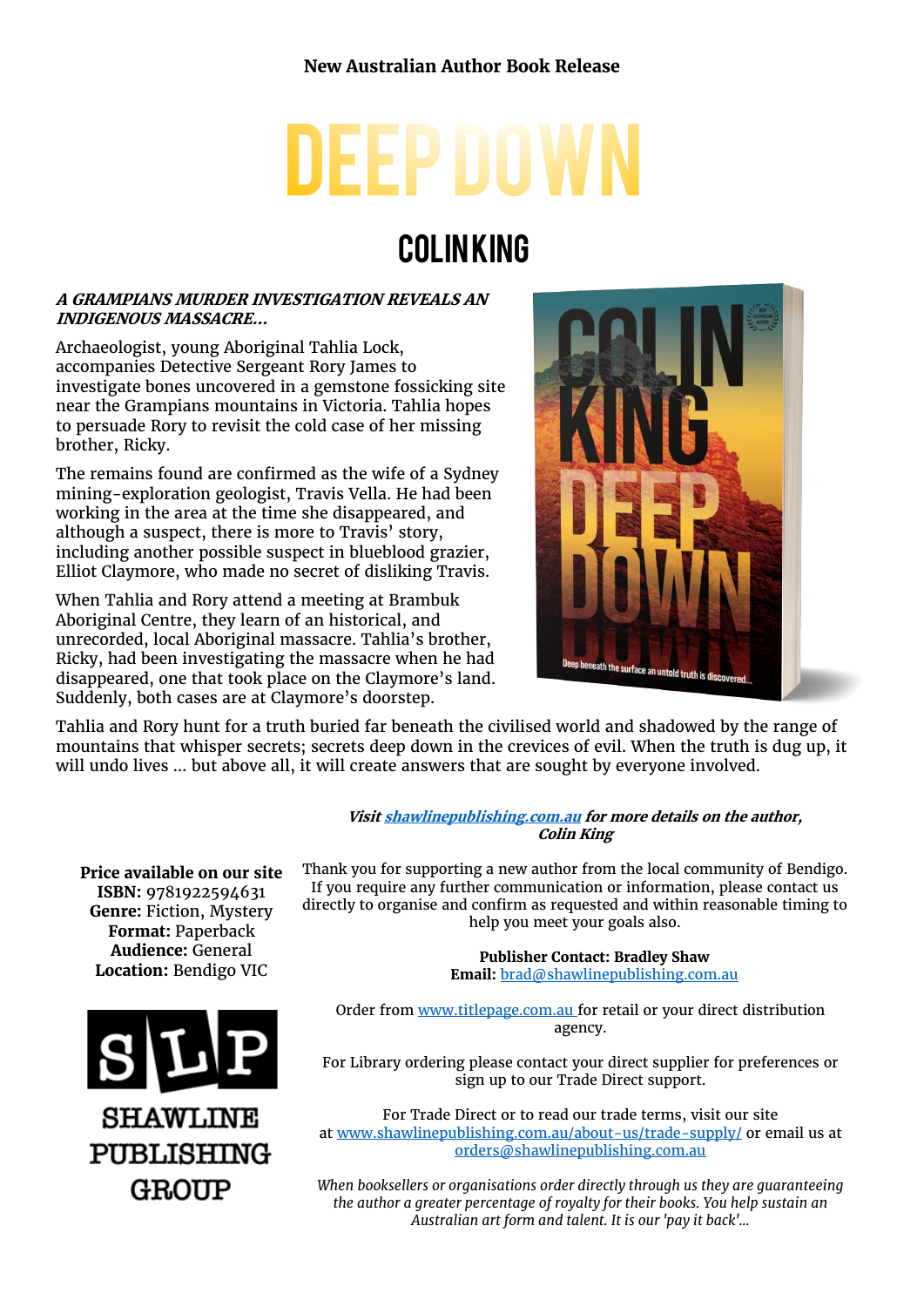New Australian Author Book Release

# DEEP DOWN

## COLIN KING

***A GRAMPIANS MURDER INVESTIGATION REVEALS AN INDIGENOUS MASSACRE...***

Archaeologist, young Aboriginal Tahlia Lock, accompanies Detective Sergeant Rory James to investigate bones uncovered in a gemstone fossicking site near the Grampians mountains in Victoria. Tahlia hopes to persuade Rory to revisit the cold case of her missing brother, Ricky.

The remains found are confirmed as the wife of a Sydney mining-exploration geologist, Travis Vella. He had been working in the area at the time she disappeared, and although a suspect, there is more to Travis' story, including another possible suspect in blueblood grazier, Elliot Claymore, who made no secret of disliking Travis.

When Tahlia and Rory attend a meeting at Brambuk Aboriginal Centre, they learn of an historical, and unrecorded, local Aboriginal massacre. Tahlia's brother, Ricky, had been investigating the massacre when he had disappeared, one that took place on the Claymore's land. Suddenly, both cases are at Claymore's doorstep.

Tahlia and Rory hunt for a truth buried far beneath the civilised world and shadowed by the range of mountains that whisper secrets; secrets deep down in the crevices of evil. When the truth is dug up, it will undo lives ... but above all, it will create answers that are sought by everyone involved.

***Visit [shawlinepublishing.com.au](shawlinepublishing.com.au) for more details on the author, Colin King***

**Price available on our site**
**ISBN:** 9781922594631
**Genre:** Fiction, Mystery
**Format:** Paperback
**Audience:** General
**Location:** Bendigo VIC

SLP
SHAWLINE PUBLISHING GROUP

Thank you for supporting a new author from the local community of Bendigo. If you require any further communication or information, please contact us directly to organise and confirm as requested and within reasonable timing to help you meet your goals also.

**Publisher Contact: Bradley Shaw**
**Email:** brad@shawlinepublishing.com.au

Order from www.titlepage.com.au for retail or your direct distribution agency.

For Library ordering please contact your direct supplier for preferences or sign up to our Trade Direct support.

For Trade Direct or to read our trade terms, visit our site at www.shawlinepublishing.com.au/about-us/trade-supply/ or email us at orders@shawlinepublishing.com.au

*When booksellers or organisations order directly through us they are guaranteeing the author a greater percentage of royalty for their books. You help sustain an Australian art form and talent. It is our 'pay it back'...*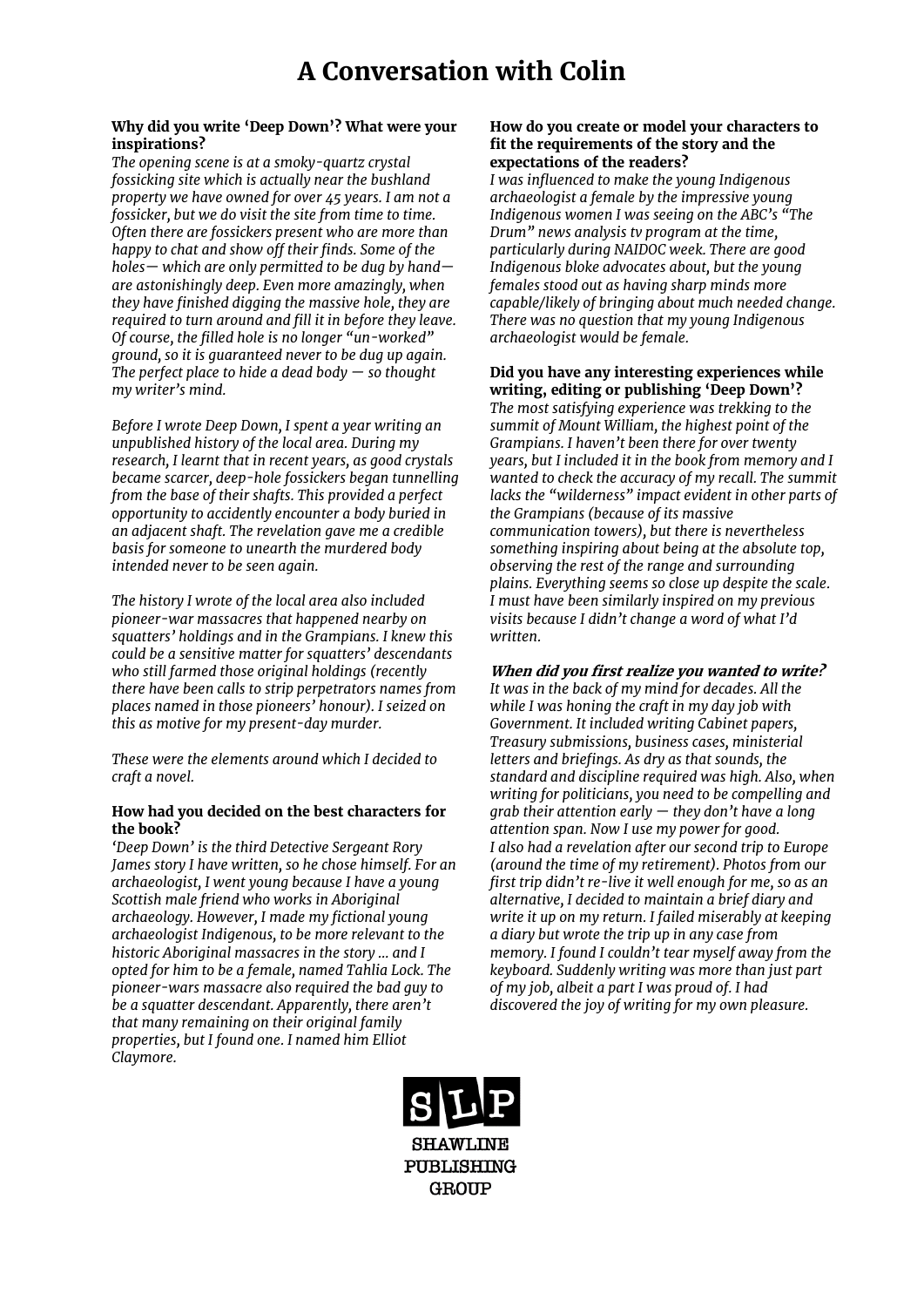# A Conversation with Colin

**Why did you write 'Deep Down'? What were your inspirations?**

*The opening scene is at a smoky-quartz crystal fossicking site which is actually near the bushland property we have owned for over 45 years. I am not a fossicker, but we do visit the site from time to time. Often there are fossickers present who are more than happy to chat and show off their finds. Some of the holes— which are only permitted to be dug by hand— are astonishingly deep. Even more amazingly, when they have finished digging the massive hole, they are required to turn around and fill it in before they leave. Of course, the filled hole is no longer "un-worked" ground, so it is guaranteed never to be dug up again. The perfect place to hide a dead body — so thought my writer's mind.*

*Before I wrote Deep Down, I spent a year writing an unpublished history of the local area. During my research, I learnt that in recent years, as good crystals became scarcer, deep-hole fossickers began tunnelling from the base of their shafts. This provided a perfect opportunity to accidently encounter a body buried in an adjacent shaft. The revelation gave me a credible basis for someone to unearth the murdered body intended never to be seen again.*

*The history I wrote of the local area also included pioneer-war massacres that happened nearby on squatters' holdings and in the Grampians. I knew this could be a sensitive matter for squatters' descendants who still farmed those original holdings (recently there have been calls to strip perpetrators names from places named in those pioneers' honour). I seized on this as motive for my present-day murder.*

*These were the elements around which I decided to craft a novel.*

**How had you decided on the best characters for the book?**

*'Deep Down' is the third Detective Sergeant Rory James story I have written, so he chose himself. For an archaeologist, I went young because I have a young Scottish male friend who works in Aboriginal archaeology. However, I made my fictional young archaeologist Indigenous, to be more relevant to the historic Aboriginal massacres in the story … and I opted for him to be a female, named Tahlia Lock. The pioneer-wars massacre also required the bad guy to be a squatter descendant. Apparently, there aren't that many remaining on their original family properties, but I found one. I named him Elliot Claymore.*

**How do you create or model your characters to fit the requirements of the story and the expectations of the readers?**

*I was influenced to make the young Indigenous archaeologist a female by the impressive young Indigenous women I was seeing on the ABC's "The Drum" news analysis tv program at the time, particularly during NAIDOC week. There are good Indigenous bloke advocates about, but the young females stood out as having sharp minds more capable/likely of bringing about much needed change. There was no question that my young Indigenous archaeologist would be female.*

**Did you have any interesting experiences while writing, editing or publishing 'Deep Down'?**

*The most satisfying experience was trekking to the summit of Mount William, the highest point of the Grampians. I haven't been there for over twenty years, but I included it in the book from memory and I wanted to check the accuracy of my recall. The summit lacks the "wilderness" impact evident in other parts of the Grampians (because of its massive communication towers), but there is nevertheless something inspiring about being at the absolute top, observing the rest of the range and surrounding plains. Everything seems so close up despite the scale. I must have been similarly inspired on my previous visits because I didn't change a word of what I'd written.*

***When did you first realize you wanted to write?***

*It was in the back of my mind for decades. All the while I was honing the craft in my day job with Government. It included writing Cabinet papers, Treasury submissions, business cases, ministerial letters and briefings. As dry as that sounds, the standard and discipline required was high. Also, when writing for politicians, you need to be compelling and grab their attention early — they don't have a long attention span. Now I use my power for good.*
*I also had a revelation after our second trip to Europe (around the time of my retirement). Photos from our first trip didn't re-live it well enough for me, so as an alternative, I decided to maintain a brief diary and write it up on my return. I failed miserably at keeping a diary but wrote the trip up in any case from memory. I found I couldn't tear myself away from the keyboard. Suddenly writing was more than just part of my job, albeit a part I was proud of. I had discovered the joy of writing for my own pleasure.*

SLP
SHAWLINE PUBLISHING GROUP